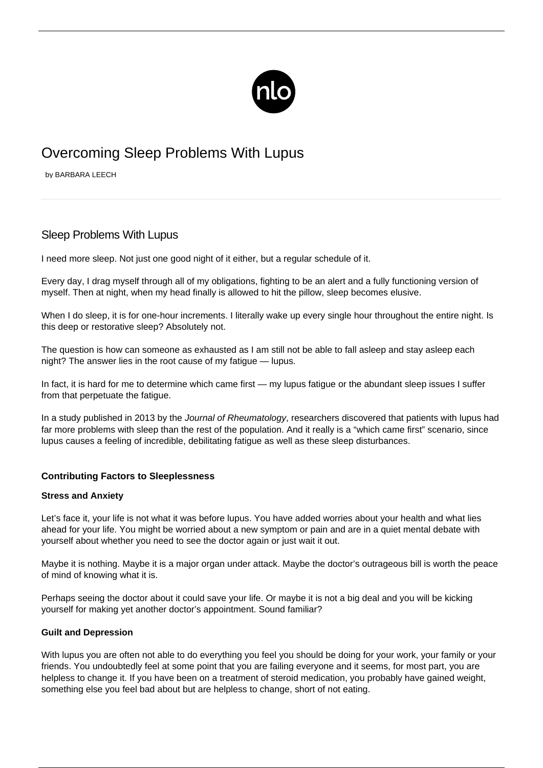# Overcoming Sleep Problems With Lupus

by BARBARA LEECH

## Sleep Problems With Lupus

I need more sleep. Not just one good night of it either, but a regular schedule of it.

Every day, I drag myself through all of my obligations, fighting to be an alert and a fully functioning version of myself. Then at night, when my head finally is allowed to hit the pillow, sleep becomes elusive.

When I do sleep, it is for one-hour increments. I literally wake up every single hour throughout the entire night. Is this deep or restorative sleep? Absolutely not.

The question is how can someone as exhausted as I am still not be able to fall asleep and stay asleep each night? The answer lies in the root cause of my fatigue — lupus.

In fact, it is hard for me to determine which came first — my lupus fatigue or the abundant sleep issues I suffer from that perpetuate the fatigue.

In a study published in 2013 by the *Journal of Rheumatology*, researchers discovered that patients with lupus had far more problems with sleep than the rest of the population. And it really is a "which came first" scenario, since lupus causes a feeling of incredible, debilitating fatigue as well as these sleep disturbances.

### Contributing Factors to Sleeplessness

#### Stress and Anxiety

Let's face it, your life is not what it was before lupus. You have added worries about your health and what lies ahead for your life. You might be worried about a new symptom or pain and are in a quiet mental debate with yourself about whether you need to see the doctor again or just wait it out.

Maybe it is nothing. Maybe it is a major organ under attack. Maybe the doctor's outrageous bill is worth the peace of mind of knowing what it is.

Perhaps seeing the doctor about it could save your life. Or maybe it is not a big deal and you will be kicking yourself for making yet another doctor's appointment. Sound familiar?

#### Guilt and Depression

With lupus you are often not able to do everything you feel you should be doing for your work, your family or your friends. You undoubtedly feel at some point that you are failing everyone and it seems, for most part, you are helpless to change it. If you have been on a treatment of steroid medication, you probably have gained weight, something else you feel bad about but are helpless to change, short of not eating.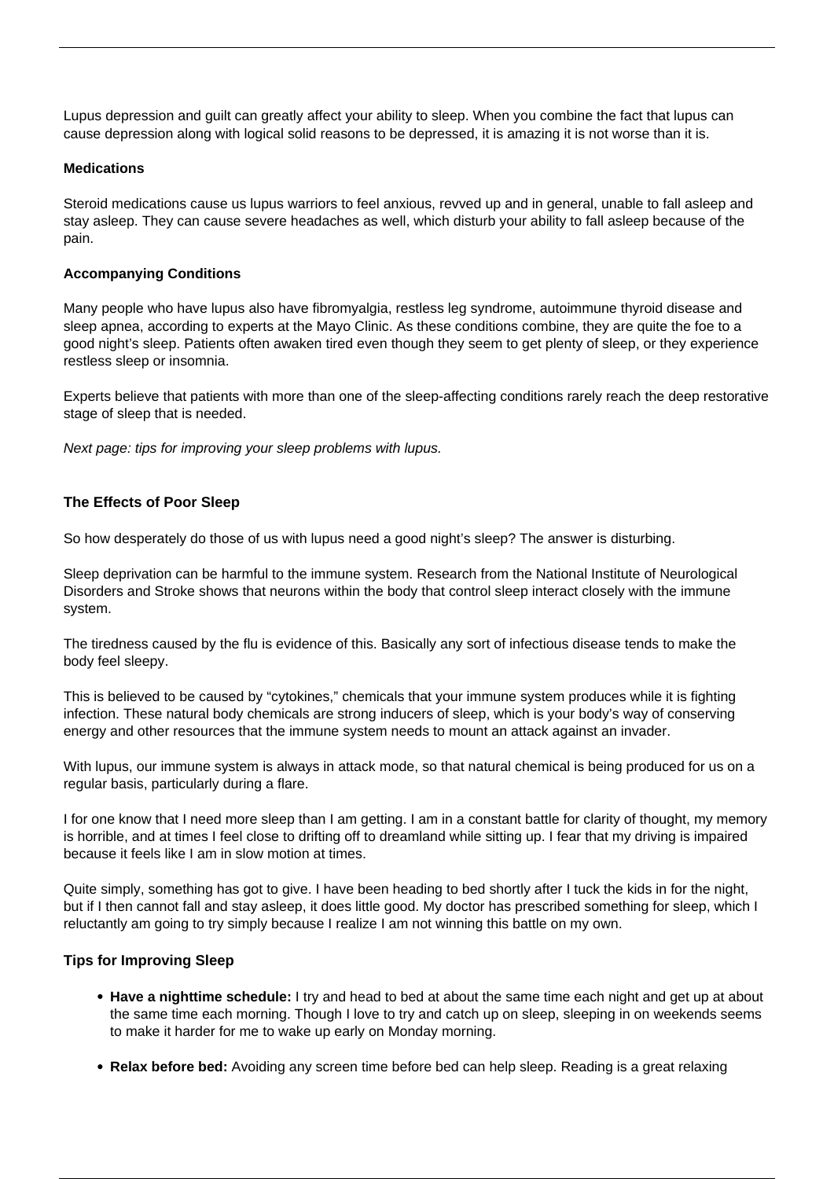Lupus depression and guilt can greatly affect your ability to sleep. When you combine the fact that lupus can cause depression along with logical solid reasons to be depressed, it is amazing it is not worse than it is.

**Medications**

Steroid medications cause us lupus warriors to feel anxious, revved up and in general, unable to fall asleep and stay asleep. They can cause severe headaches as well, which disturb your ability to fall asleep because of the pain.

**Accompanying Conditions**

Many people who have lupus also have fibromyalgia, restless leg syndrome, autoimmune thyroid disease and sleep apnea, according to experts at the Mayo Clinic. As these conditions combine, they are quite the foe to a good night's sleep. Patients often awaken tired even though they seem to get plenty of sleep, or they experience restless sleep or insomnia.

Experts believe that patients with more than one of the sleep-affecting conditions rarely reach the deep restorative stage of sleep that is needed.

*Next page: tips for improving your sleep problems with lupus.*

**The Effects of Poor Sleep**

So how desperately do those of us with lupus need a good night's sleep? The answer is disturbing.

Sleep deprivation can be harmful to the immune system. Research from the National Institute of Neurological Disorders and Stroke shows that neurons within the body that control sleep interact closely with the immune system.

The tiredness caused by the flu is evidence of this. Basically any sort of infectious disease tends to make the body feel sleepy.

This is believed to be caused by "cytokines," chemicals that your immune system produces while it is fighting infection. These natural body chemicals are strong inducers of sleep, which is your body's way of conserving energy and other resources that the immune system needs to mount an attack against an invader.

With lupus, our immune system is always in attack mode, so that natural chemical is being produced for us on a regular basis, particularly during a flare.

I for one know that I need more sleep than I am getting. I am in a constant battle for clarity of thought, my memory is horrible, and at times I feel close to drifting off to dreamland while sitting up. I fear that my driving is impaired because it feels like I am in slow motion at times.

Quite simply, something has got to give. I have been heading to bed shortly after I tuck the kids in for the night, but if I then cannot fall and stay asleep, it does little good. My doctor has prescribed something for sleep, which I reluctantly am going to try simply because I realize I am not winning this battle on my own.

**Tips for Improving Sleep**

- **Have a nighttime schedule:** I try and head to bed at about the same time each night and get up at about the same time each morning. Though I love to try and catch up on sleep, sleeping in on weekends seems to make it harder for me to wake up early on Monday morning.
- **Relax before bed:** Avoiding any screen time before bed can help sleep. Reading is a great relaxing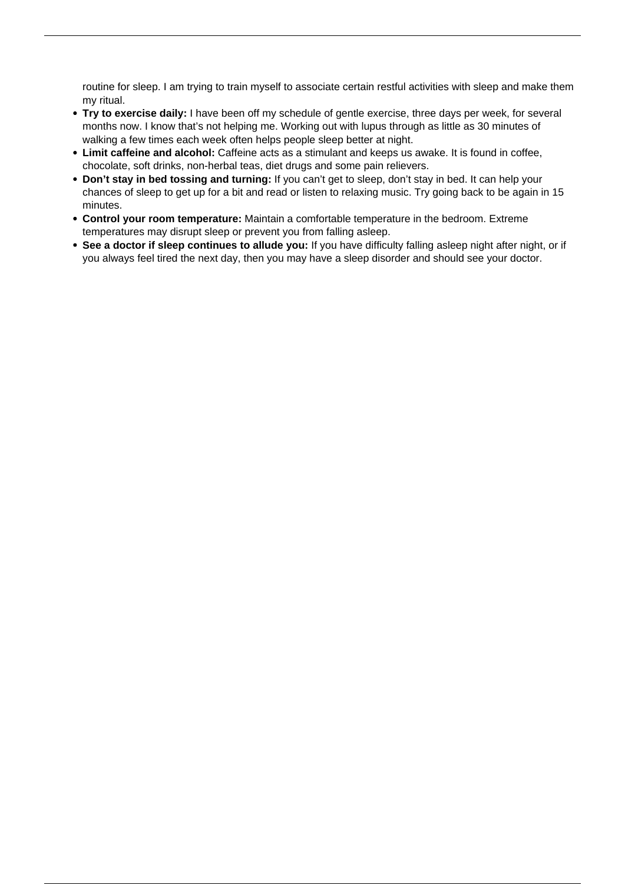routine for sleep. I am trying to train myself to associate certain restful activities with sleep and make them my ritual.

- **Try to exercise daily:** I have been off my schedule of gentle exercise, three days per week, for several months now. I know that's not helping me. Working out with lupus through as little as 30 minutes of walking a few times each week often helps people sleep better at night.
- **Limit caffeine and alcohol:** Caffeine acts as a stimulant and keeps us awake. It is found in coffee, chocolate, soft drinks, non-herbal teas, diet drugs and some pain relievers.
- **Don't stay in bed tossing and turning:** If you can't get to sleep, don't stay in bed. It can help your chances of sleep to get up for a bit and read or listen to relaxing music. Try going back to be again in 15 minutes.
- **Control your room temperature:** Maintain a comfortable temperature in the bedroom. Extreme temperatures may disrupt sleep or prevent you from falling asleep.
- **See a doctor if sleep continues to allude you:** If you have difficulty falling asleep night after night, or if you always feel tired the next day, then you may have a sleep disorder and should see your doctor.